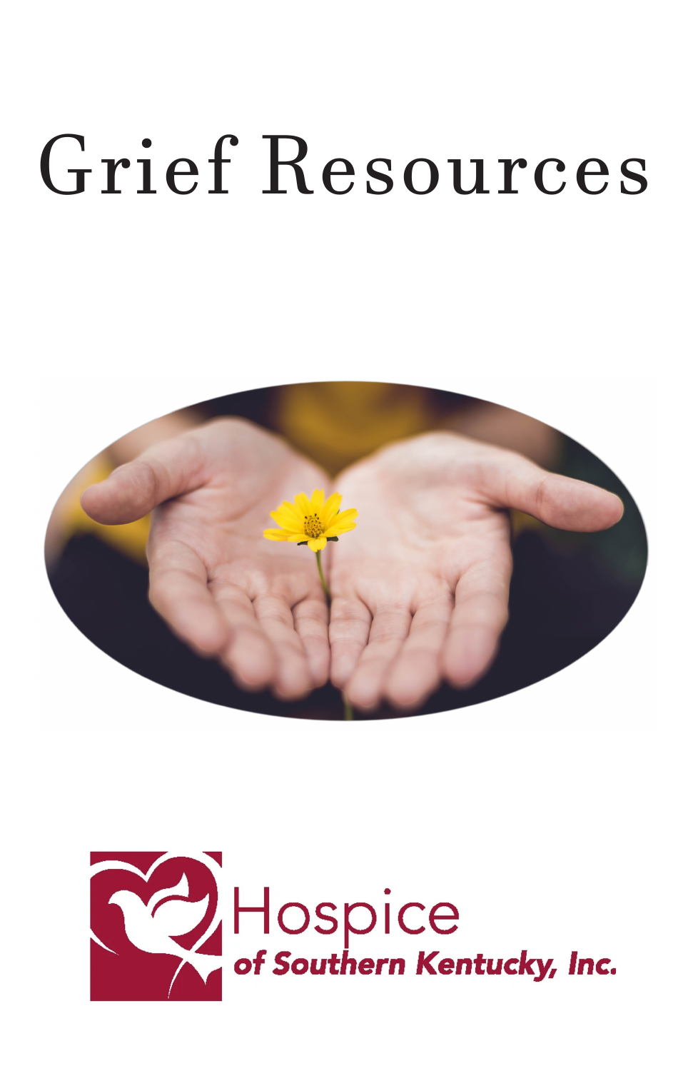# Grief Resources

Hospice

*of Southern Kentucky, Inc.*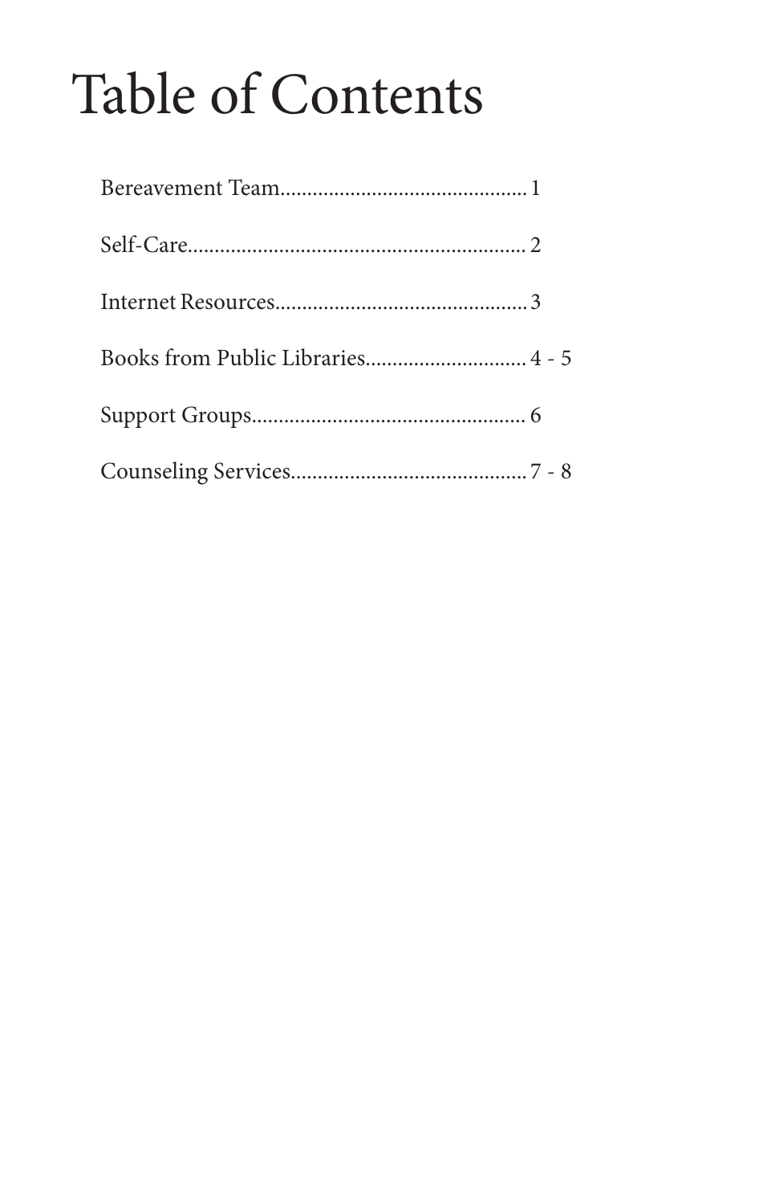# Table of Contents

Bereavement Team............................................. 1

Self-Care.............................................................. 2

Internet Resources.............................................. 3

Books from Public Libraries.............................. 4 - 5

Support Groups.................................................. 6

Counseling Services........................................... 7 - 8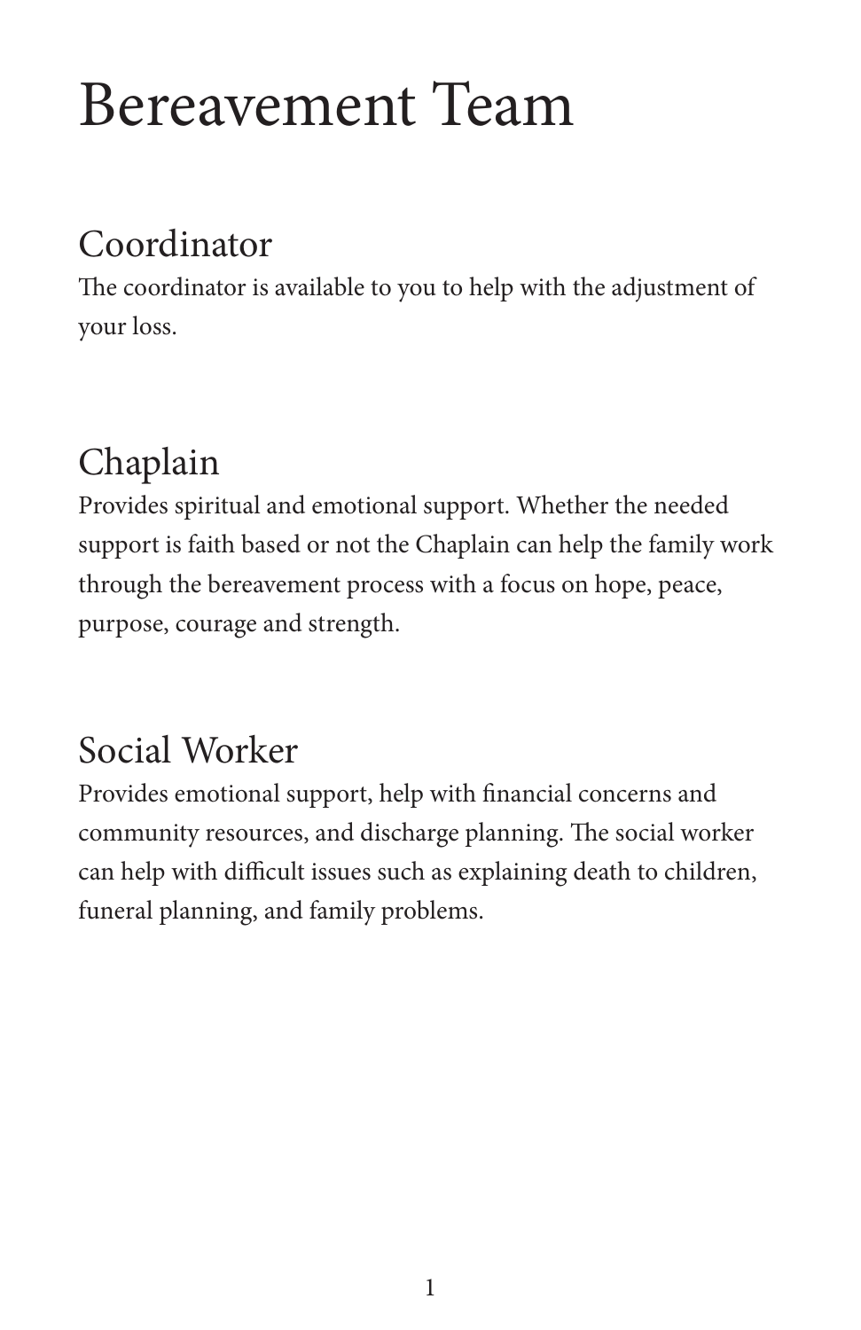# Bereavement Team

## Coordinator

The coordinator is available to you to help with the adjustment of your loss.

## Chaplain

Provides spiritual and emotional support. Whether the needed support is faith based or not the Chaplain can help the family work through the bereavement process with a focus on hope, peace, purpose, courage and strength.

## Social Worker

Provides emotional support, help with financial concerns and community resources, and discharge planning. The social worker can help with difficult issues such as explaining death to children, funeral planning, and family problems.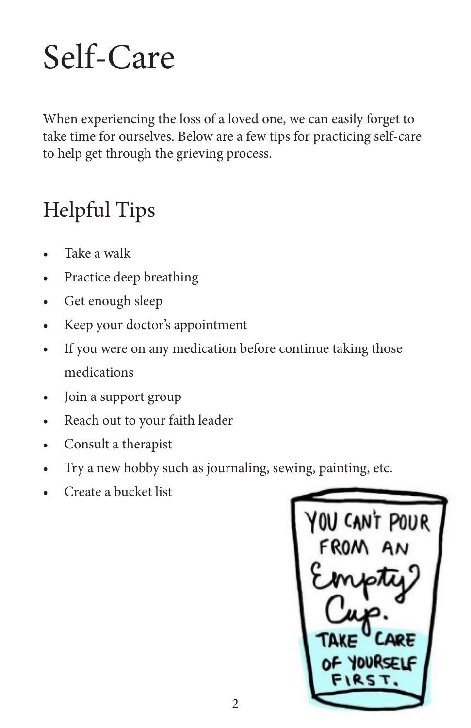# Self-Care

When experiencing the loss of a loved one, we can easily forget to take time for ourselves. Below are a few tips for practicing self-care to help get through the grieving process.

## Helpful Tips

- Take a walk
- Practice deep breathing
- Get enough sleep
- Keep your doctor's appointment
- If you were on any medication before continue taking those medications
- Join a support group
- Reach out to your faith leader
- Consult a therapist
- Try a new hobby such as journaling, sewing, painting, etc.
- Create a bucket list

YOU CAN'T POUR FROM AN Empty Cup. TAKE CARE OF YOURSELF FIRST.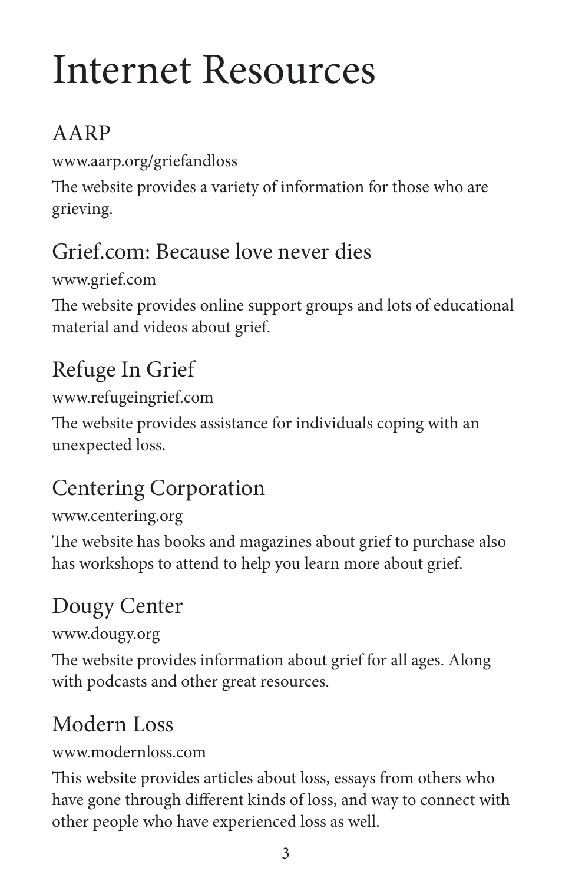# Internet Resources

## AARP

www.aarp.org/griefandloss

The website provides a variety of information for those who are grieving.

## Grief.com: Because love never dies

www.grief.com

The website provides online support groups and lots of educational material and videos about grief.

## Refuge In Grief

www.refugeingrief.com

The website provides assistance for individuals coping with an unexpected loss.

## Centering Corporation

www.centering.org

The website has books and magazines about grief to purchase also has workshops to attend to help you learn more about grief.

## Dougy Center

www.dougy.org

The website provides information about grief for all ages. Along with podcasts and other great resources.

## Modern Loss

www.modernloss.com

This website provides articles about loss, essays from others who have gone through different kinds of loss, and way to connect with other people who have experienced loss as well.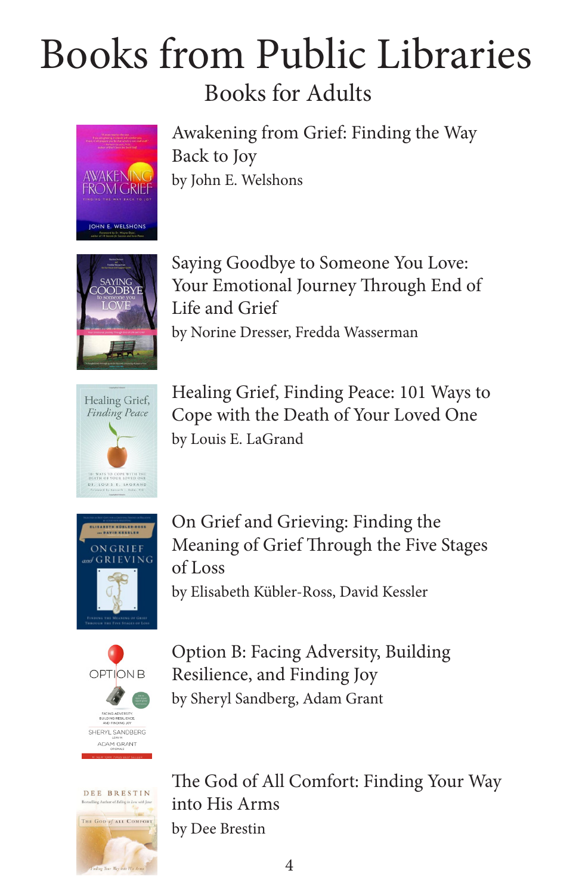# Books from Public Libraries

## Books for Adults

Awakening from Grief: Finding the Way Back to Joy
by John E. Welshons

Saying Goodbye to Someone You Love: Your Emotional Journey Through End of Life and Grief
by Norine Dresser, Fredda Wasserman

Healing Grief, Finding Peace: 101 Ways to Cope with the Death of Your Loved One
by Louis E. LaGrand

On Grief and Grieving: Finding the Meaning of Grief Through the Five Stages of Loss
by Elisabeth Kübler-Ross, David Kessler

Option B: Facing Adversity, Building Resilience, and Finding Joy
by Sheryl Sandberg, Adam Grant

The God of All Comfort: Finding Your Way into His Arms
by Dee Brestin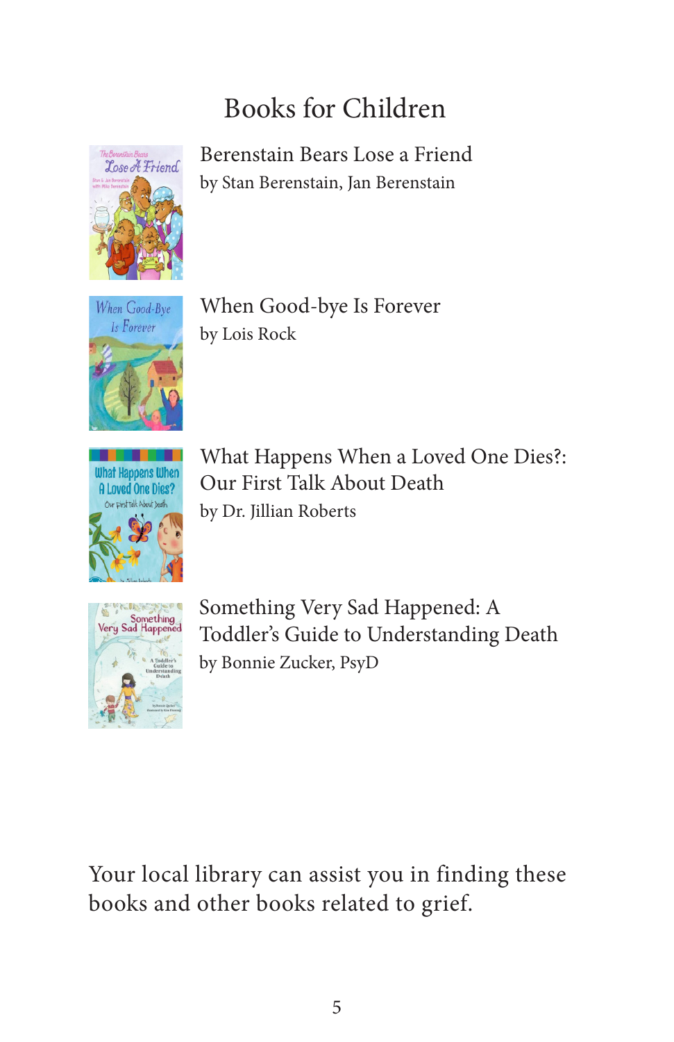# Books for Children

Berenstain Bears Lose a Friend
by Stan Berenstain, Jan Berenstain

When Good-bye Is Forever
by Lois Rock

What Happens When a Loved One Dies?: Our First Talk About Death
by Dr. Jillian Roberts

Something Very Sad Happened: A Toddler's Guide to Understanding Death
by Bonnie Zucker, PsyD

Your local library can assist you in finding these books and other books related to grief.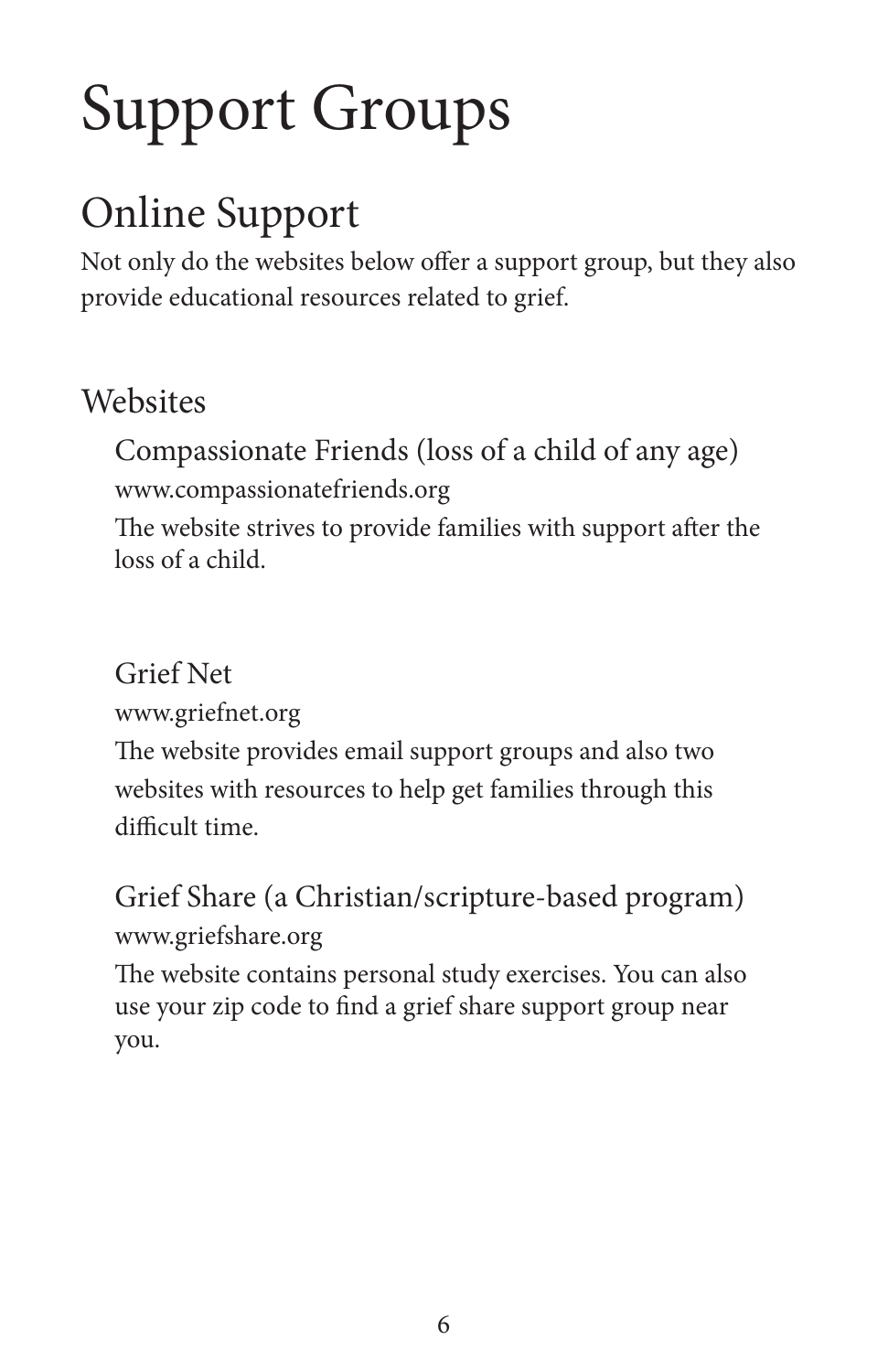# Support Groups

## Online Support

Not only do the websites below offer a support group, but they also provide educational resources related to grief.

### Websites

#### Compassionate Friends (loss of a child of any age)

www.compassionatefriends.org

The website strives to provide families with support after the loss of a child.

#### Grief Net

www.griefnet.org

The website provides email support groups and also two websites with resources to help get families through this difficult time.

#### Grief Share (a Christian/scripture-based program)

www.griefshare.org

The website contains personal study exercises. You can also use your zip code to find a grief share support group near you.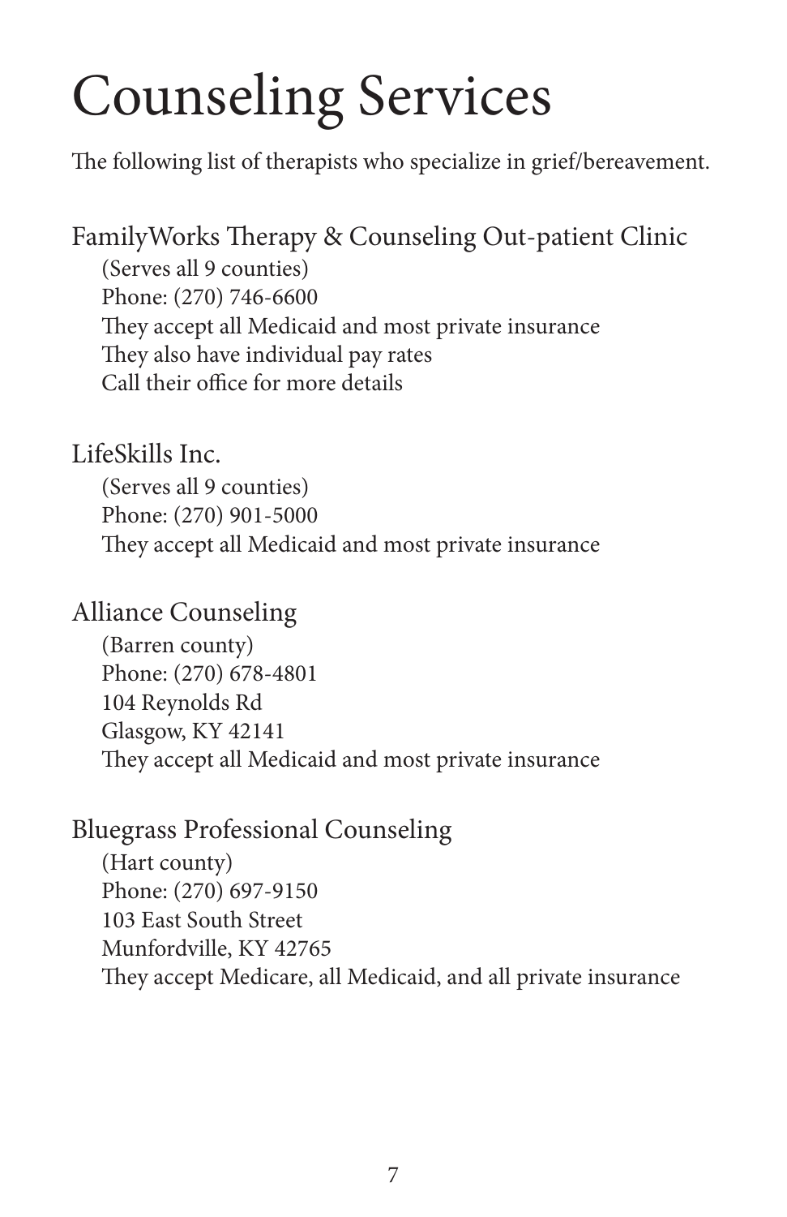# Counseling Services

The following list of therapists who specialize in grief/bereavement.

## FamilyWorks Therapy & Counseling Out-patient Clinic

(Serves all 9 counties)
Phone: (270) 746-6600
They accept all Medicaid and most private insurance
They also have individual pay rates
Call their office for more details

## LifeSkills Inc.

(Serves all 9 counties)
Phone: (270) 901-5000
They accept all Medicaid and most private insurance

## Alliance Counseling

(Barren county)
Phone: (270) 678-4801
104 Reynolds Rd
Glasgow, KY 42141
They accept all Medicaid and most private insurance

## Bluegrass Professional Counseling

(Hart county)
Phone: (270) 697-9150
103 East South Street
Munfordville, KY 42765
They accept Medicare, all Medicaid, and all private insurance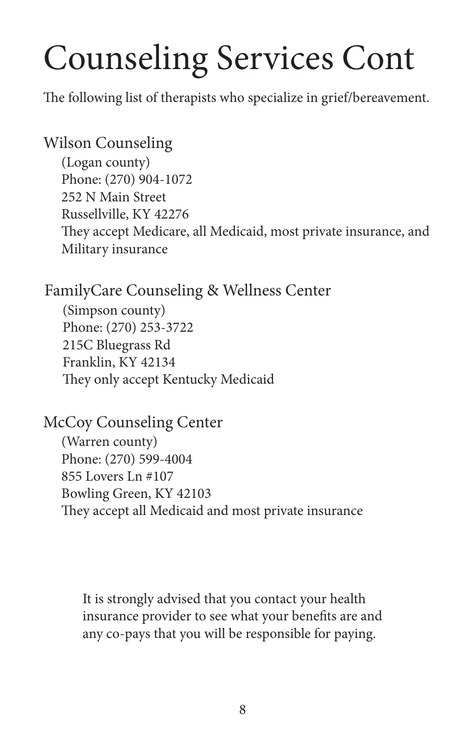# Counseling Services Cont

The following list of therapists who specialize in grief/bereavement.

## Wilson Counseling

(Logan county)
Phone: (270) 904-1072
252 N Main Street
Russellville, KY 42276
They accept Medicare, all Medicaid, most private insurance, and Military insurance

## FamilyCare Counseling & Wellness Center

(Simpson county)
Phone: (270) 253-3722
215C Bluegrass Rd
Franklin, KY 42134
They only accept Kentucky Medicaid

## McCoy Counseling Center

(Warren county)
Phone: (270) 599-4004
855 Lovers Ln #107
Bowling Green, KY 42103
They accept all Medicaid and most private insurance

It is strongly advised that you contact your health insurance provider to see what your benefits are and any co-pays that you will be responsible for paying.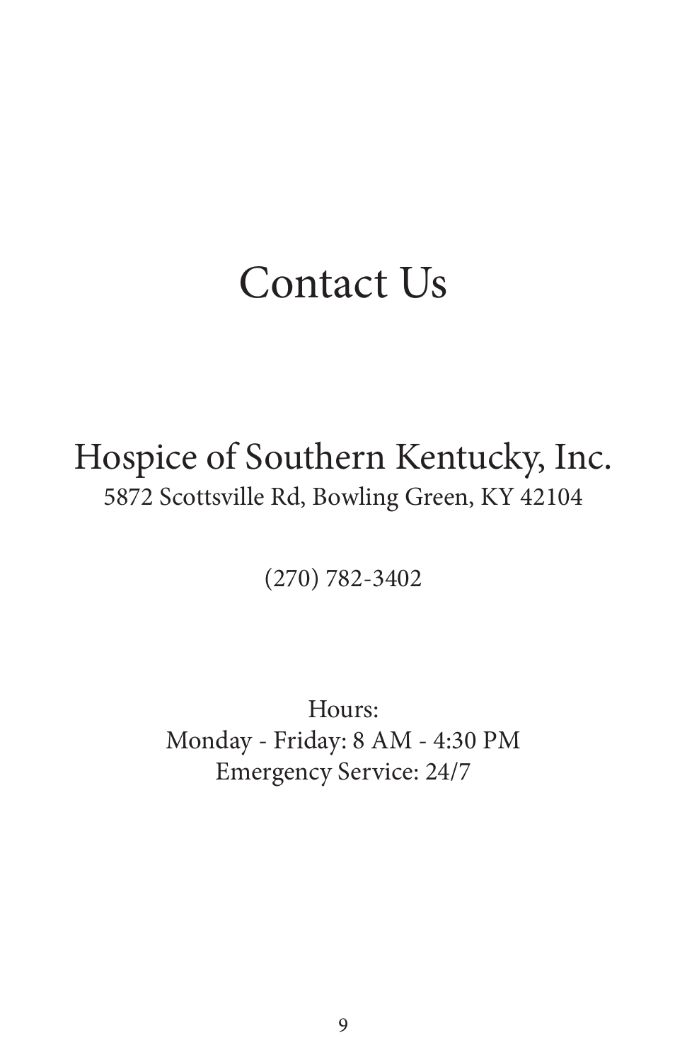# Contact Us

## Hospice of Southern Kentucky, Inc.

5872 Scottsville Rd, Bowling Green, KY 42104

(270) 782-3402

Hours:
Monday - Friday: 8 AM - 4:30 PM
Emergency Service: 24/7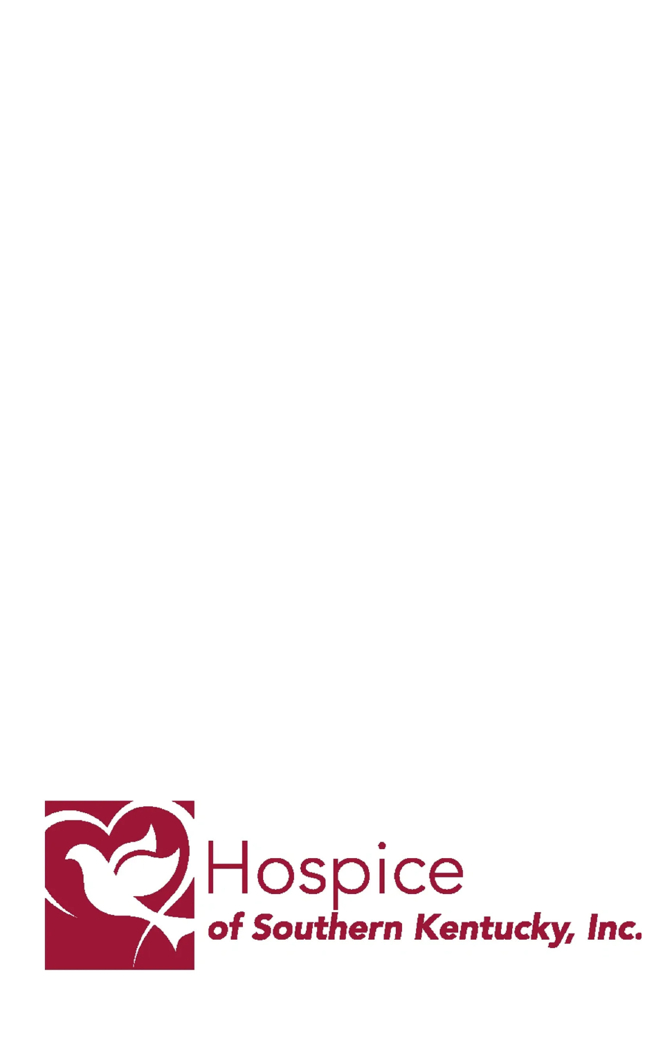Hospice

*of Southern Kentucky, Inc.*